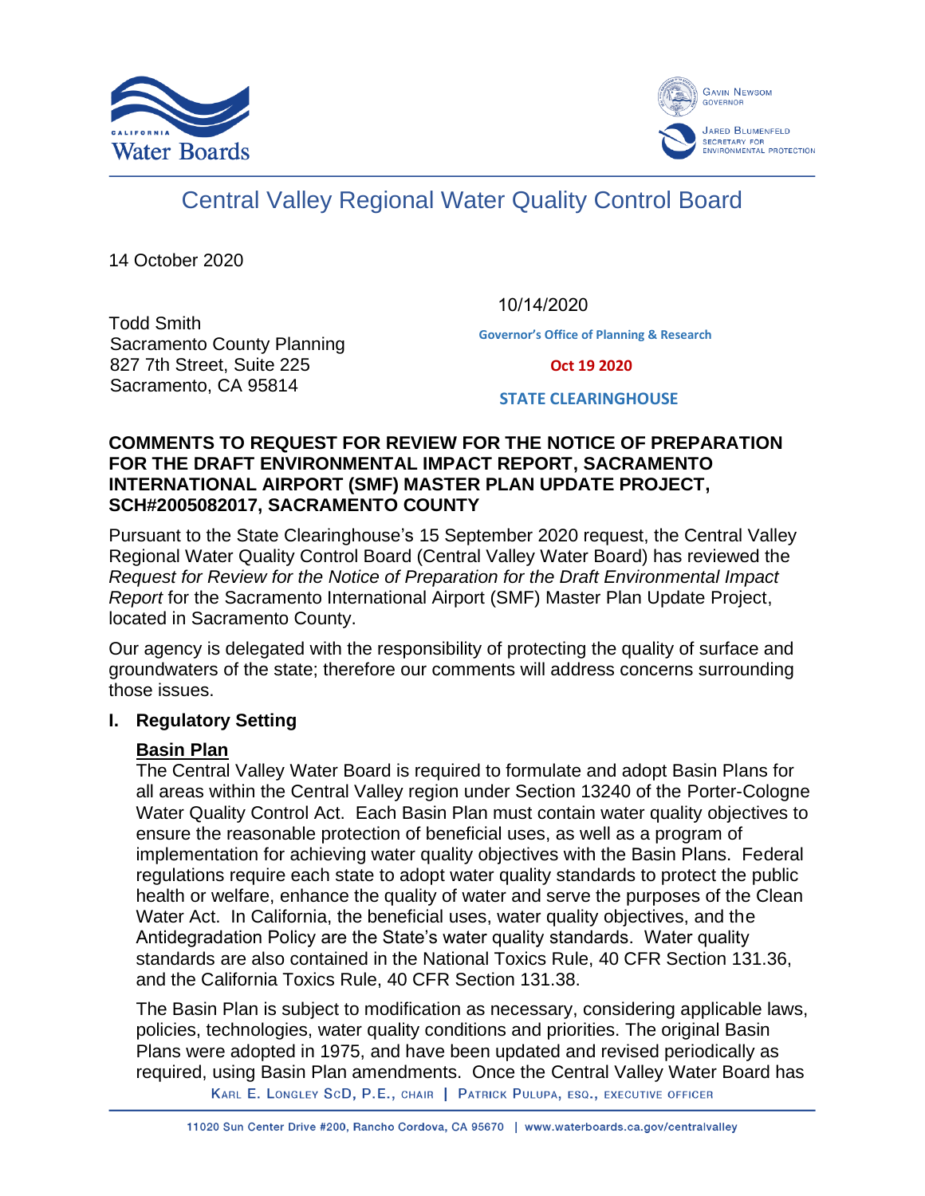California Water Boards

Gavin Newsom, Governor
Jared Blumenfeld, Secretary for Environmental Protection

# Central Valley Regional Water Quality Control Board

14 October 2020

Todd Smith
Sacramento County Planning
827 7th Street, Suite 225
Sacramento, CA 95814

10/14/2020
Governor's Office of Planning & Research
Oct 19 2020
STATE CLEARINGHOUSE

**COMMENTS TO REQUEST FOR REVIEW FOR THE NOTICE OF PREPARATION FOR THE DRAFT ENVIRONMENTAL IMPACT REPORT, SACRAMENTO INTERNATIONAL AIRPORT (SMF) MASTER PLAN UPDATE PROJECT, SCH#2005082017, SACRAMENTO COUNTY**

Pursuant to the State Clearinghouse's 15 September 2020 request, the Central Valley Regional Water Quality Control Board (Central Valley Water Board) has reviewed the *Request for Review for the Notice of Preparation for the Draft Environmental Impact Report* for the Sacramento International Airport (SMF) Master Plan Update Project, located in Sacramento County.

Our agency is delegated with the responsibility of protecting the quality of surface and groundwaters of the state; therefore our comments will address concerns surrounding those issues.

## I. Regulatory Setting

### Basin Plan

The Central Valley Water Board is required to formulate and adopt Basin Plans for all areas within the Central Valley region under Section 13240 of the Porter-Cologne Water Quality Control Act. Each Basin Plan must contain water quality objectives to ensure the reasonable protection of beneficial uses, as well as a program of implementation for achieving water quality objectives with the Basin Plans. Federal regulations require each state to adopt water quality standards to protect the public health or welfare, enhance the quality of water and serve the purposes of the Clean Water Act. In California, the beneficial uses, water quality objectives, and the Antidegradation Policy are the State's water quality standards. Water quality standards are also contained in the National Toxics Rule, 40 CFR Section 131.36, and the California Toxics Rule, 40 CFR Section 131.38.

The Basin Plan is subject to modification as necessary, considering applicable laws, policies, technologies, water quality conditions and priorities. The original Basin Plans were adopted in 1975, and have been updated and revised periodically as required, using Basin Plan amendments. Once the Central Valley Water Board has

Karl E. Longley ScD, P.E., Chair | Patrick Pulupa, Esq., Executive Officer

11020 Sun Center Drive #200, Rancho Cordova, CA 95670 | www.waterboards.ca.gov/centralvalley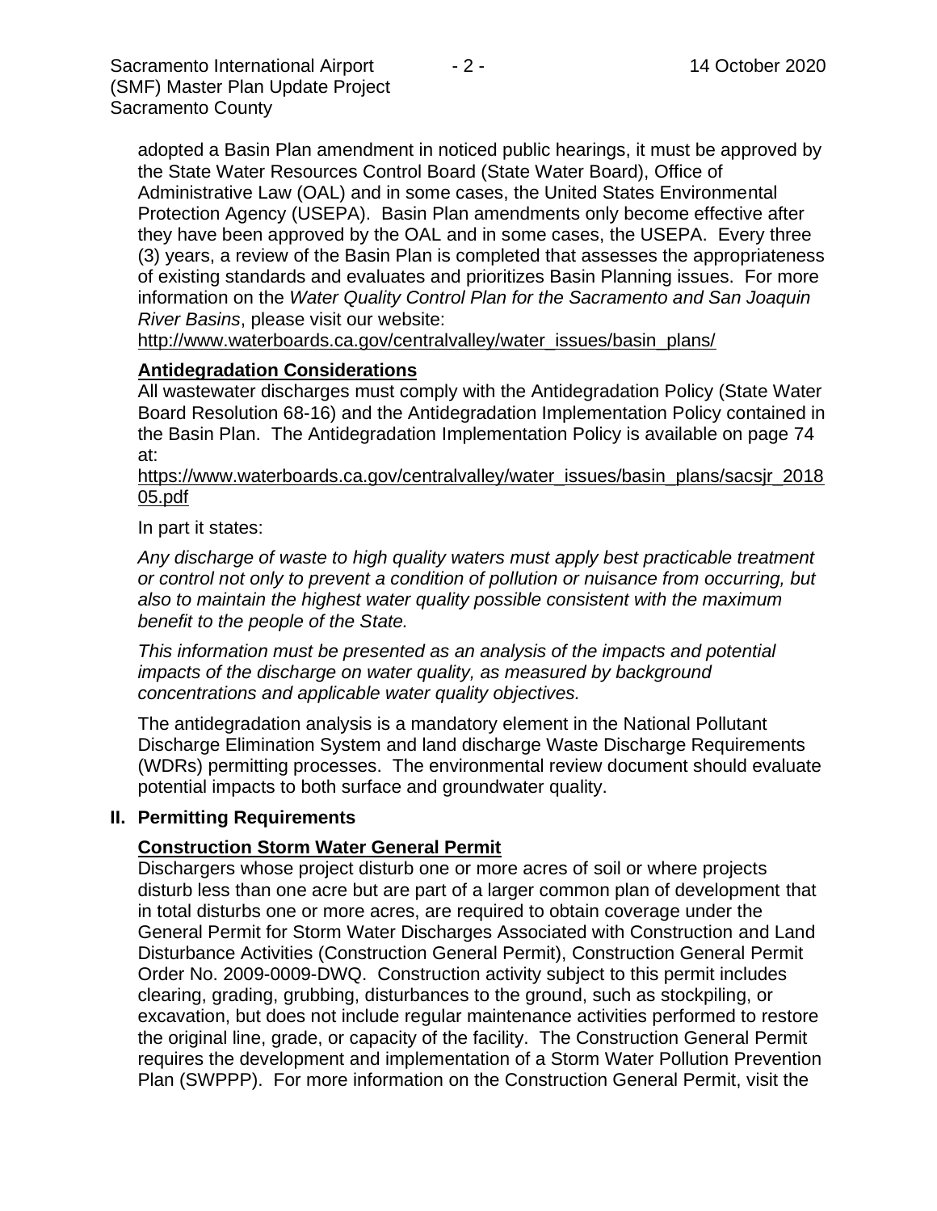adopted a Basin Plan amendment in noticed public hearings, it must be approved by the State Water Resources Control Board (State Water Board), Office of Administrative Law (OAL) and in some cases, the United States Environmental Protection Agency (USEPA). Basin Plan amendments only become effective after they have been approved by the OAL and in some cases, the USEPA. Every three (3) years, a review of the Basin Plan is completed that assesses the appropriateness of existing standards and evaluates and prioritizes Basin Planning issues. For more information on the *Water Quality Control Plan for the Sacramento and San Joaquin River Basins*, please visit our website:
http://www.waterboards.ca.gov/centralvalley/water_issues/basin_plans/

**Antidegradation Considerations**

All wastewater discharges must comply with the Antidegradation Policy (State Water Board Resolution 68-16) and the Antidegradation Implementation Policy contained in the Basin Plan. The Antidegradation Implementation Policy is available on page 74 at:
https://www.waterboards.ca.gov/centralvalley/water_issues/basin_plans/sacsjr_201805.pdf

In part it states:

*Any discharge of waste to high quality waters must apply best practicable treatment or control not only to prevent a condition of pollution or nuisance from occurring, but also to maintain the highest water quality possible consistent with the maximum benefit to the people of the State.*

*This information must be presented as an analysis of the impacts and potential impacts of the discharge on water quality, as measured by background concentrations and applicable water quality objectives.*

The antidegradation analysis is a mandatory element in the National Pollutant Discharge Elimination System and land discharge Waste Discharge Requirements (WDRs) permitting processes. The environmental review document should evaluate potential impacts to both surface and groundwater quality.

## II. Permitting Requirements

**Construction Storm Water General Permit**

Dischargers whose project disturb one or more acres of soil or where projects disturb less than one acre but are part of a larger common plan of development that in total disturbs one or more acres, are required to obtain coverage under the General Permit for Storm Water Discharges Associated with Construction and Land Disturbance Activities (Construction General Permit), Construction General Permit Order No. 2009-0009-DWQ. Construction activity subject to this permit includes clearing, grading, grubbing, disturbances to the ground, such as stockpiling, or excavation, but does not include regular maintenance activities performed to restore the original line, grade, or capacity of the facility. The Construction General Permit requires the development and implementation of a Storm Water Pollution Prevention Plan (SWPPP). For more information on the Construction General Permit, visit the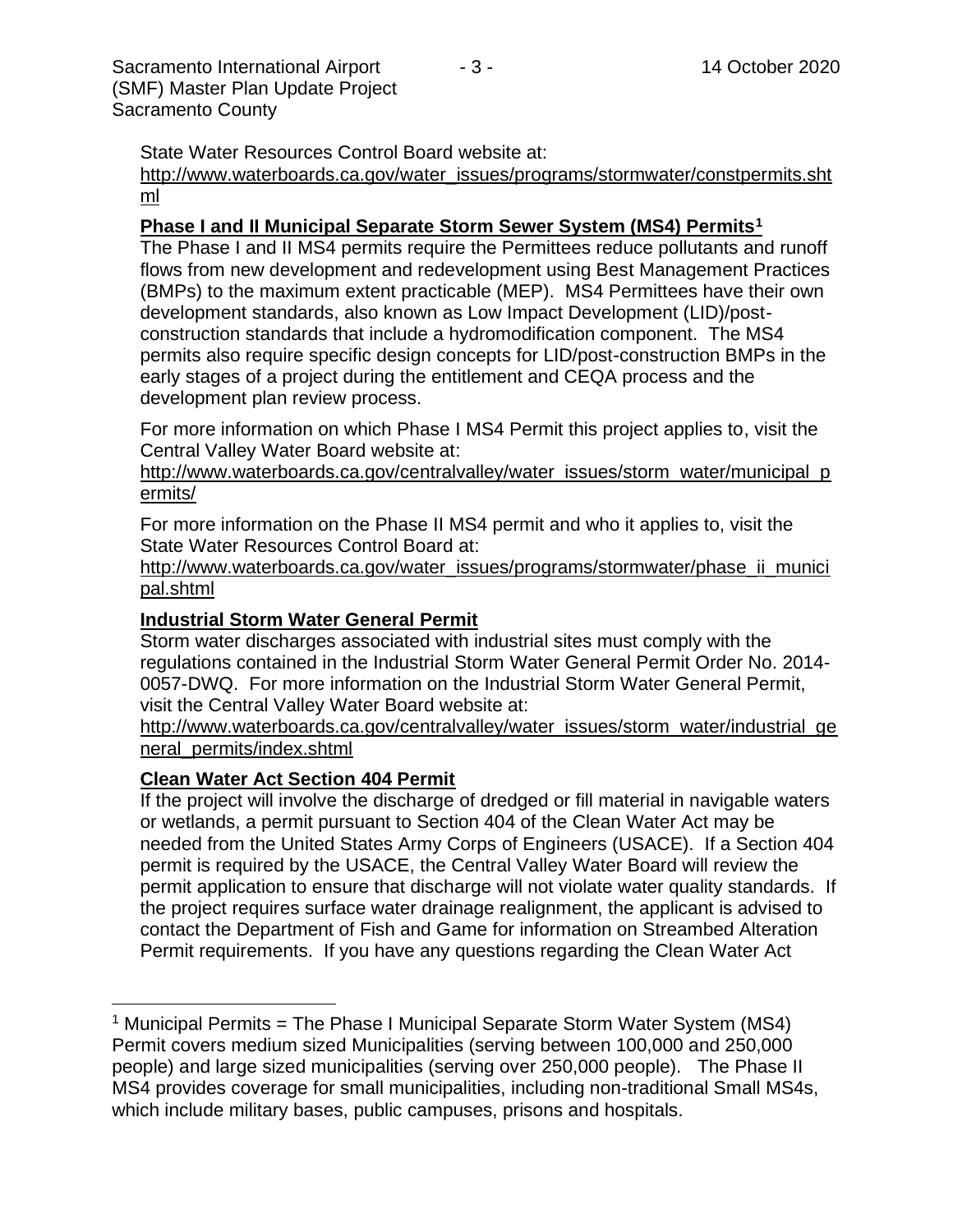State Water Resources Control Board website at:
[http://www.waterboards.ca.gov/water_issues/programs/stormwater/constpermits.shtml](http://www.waterboards.ca.gov/water_issues/programs/stormwater/constpermits.shtml)

**Phase I and II Municipal Separate Storm Sewer System (MS4) Permits[1]**

The Phase I and II MS4 permits require the Permittees reduce pollutants and runoff flows from new development and redevelopment using Best Management Practices (BMPs) to the maximum extent practicable (MEP). MS4 Permittees have their own development standards, also known as Low Impact Development (LID)/post-construction standards that include a hydromodification component. The MS4 permits also require specific design concepts for LID/post-construction BMPs in the early stages of a project during the entitlement and CEQA process and the development plan review process.

For more information on which Phase I MS4 Permit this project applies to, visit the Central Valley Water Board website at:
[http://www.waterboards.ca.gov/centralvalley/water_issues/storm_water/municipal_permits/](http://www.waterboards.ca.gov/centralvalley/water_issues/storm_water/municipal_permits/)

For more information on the Phase II MS4 permit and who it applies to, visit the State Water Resources Control Board at:
[http://www.waterboards.ca.gov/water_issues/programs/stormwater/phase_ii_municipal.shtml](http://www.waterboards.ca.gov/water_issues/programs/stormwater/phase_ii_municipal.shtml)

**Industrial Storm Water General Permit**

Storm water discharges associated with industrial sites must comply with the regulations contained in the Industrial Storm Water General Permit Order No. 2014-0057-DWQ. For more information on the Industrial Storm Water General Permit, visit the Central Valley Water Board website at:
[http://www.waterboards.ca.gov/centralvalley/water_issues/storm_water/industrial_general_permits/index.shtml](http://www.waterboards.ca.gov/centralvalley/water_issues/storm_water/industrial_general_permits/index.shtml)

**Clean Water Act Section 404 Permit**

If the project will involve the discharge of dredged or fill material in navigable waters or wetlands, a permit pursuant to Section 404 of the Clean Water Act may be needed from the United States Army Corps of Engineers (USACE). If a Section 404 permit is required by the USACE, the Central Valley Water Board will review the permit application to ensure that discharge will not violate water quality standards. If the project requires surface water drainage realignment, the applicant is advised to contact the Department of Fish and Game for information on Streambed Alteration Permit requirements. If you have any questions regarding the Clean Water Act

---

[1] Municipal Permits = The Phase I Municipal Separate Storm Water System (MS4) Permit covers medium sized Municipalities (serving between 100,000 and 250,000 people) and large sized municipalities (serving over 250,000 people). The Phase II MS4 provides coverage for small municipalities, including non-traditional Small MS4s, which include military bases, public campuses, prisons and hospitals.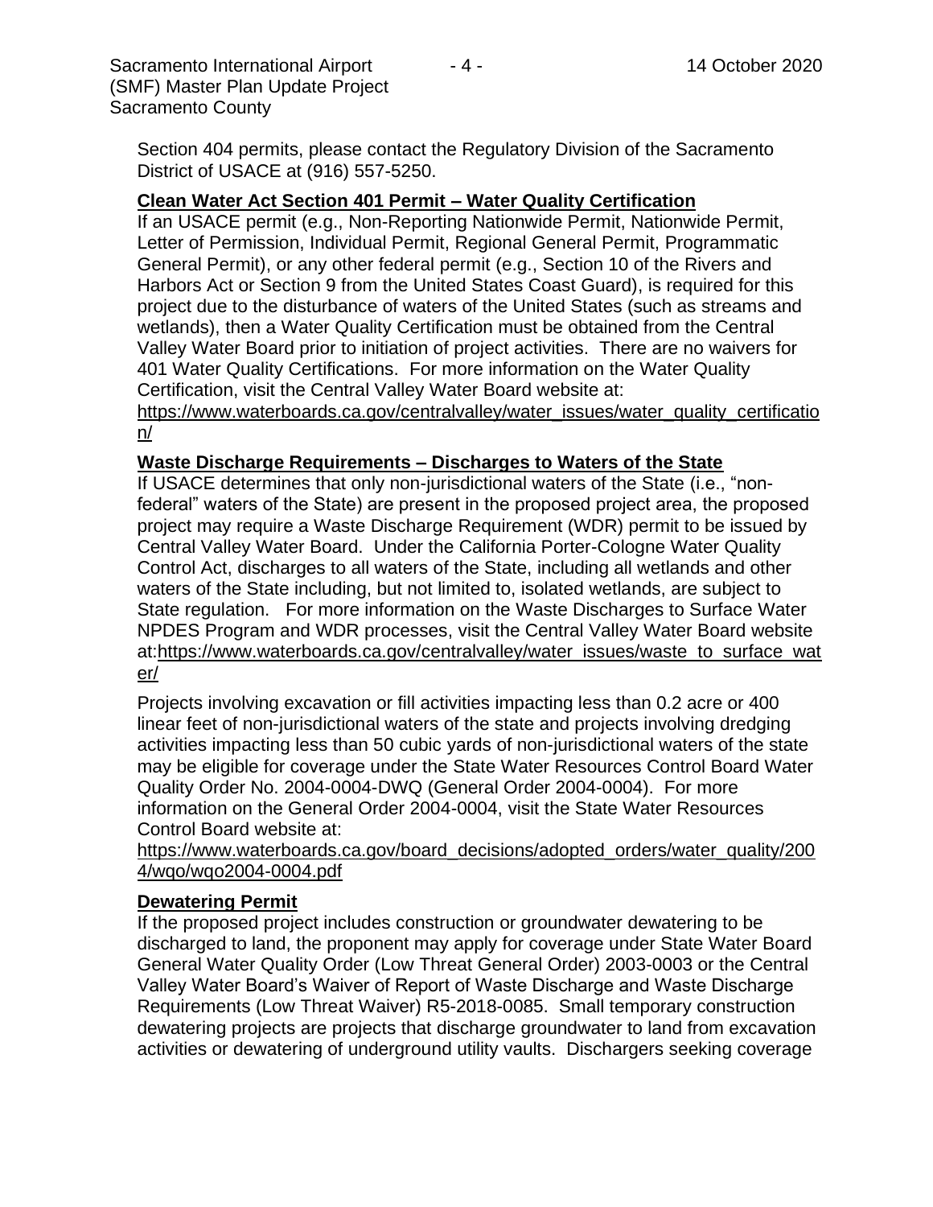Section 404 permits, please contact the Regulatory Division of the Sacramento District of USACE at (916) 557-5250.

**Clean Water Act Section 401 Permit – Water Quality Certification**

If an USACE permit (e.g., Non-Reporting Nationwide Permit, Nationwide Permit, Letter of Permission, Individual Permit, Regional General Permit, Programmatic General Permit), or any other federal permit (e.g., Section 10 of the Rivers and Harbors Act or Section 9 from the United States Coast Guard), is required for this project due to the disturbance of waters of the United States (such as streams and wetlands), then a Water Quality Certification must be obtained from the Central Valley Water Board prior to initiation of project activities. There are no waivers for 401 Water Quality Certifications. For more information on the Water Quality Certification, visit the Central Valley Water Board website at: https://www.waterboards.ca.gov/centralvalley/water_issues/water_quality_certification/

**Waste Discharge Requirements – Discharges to Waters of the State**

If USACE determines that only non-jurisdictional waters of the State (i.e., "non-federal" waters of the State) are present in the proposed project area, the proposed project may require a Waste Discharge Requirement (WDR) permit to be issued by Central Valley Water Board. Under the California Porter-Cologne Water Quality Control Act, discharges to all waters of the State, including all wetlands and other waters of the State including, but not limited to, isolated wetlands, are subject to State regulation. For more information on the Waste Discharges to Surface Water NPDES Program and WDR processes, visit the Central Valley Water Board website at:https://www.waterboards.ca.gov/centralvalley/water_issues/waste_to_surface_water/

Projects involving excavation or fill activities impacting less than 0.2 acre or 400 linear feet of non-jurisdictional waters of the state and projects involving dredging activities impacting less than 50 cubic yards of non-jurisdictional waters of the state may be eligible for coverage under the State Water Resources Control Board Water Quality Order No. 2004-0004-DWQ (General Order 2004-0004). For more information on the General Order 2004-0004, visit the State Water Resources Control Board website at:

https://www.waterboards.ca.gov/board_decisions/adopted_orders/water_quality/2004/wqo/wqo2004-0004.pdf

**Dewatering Permit**

If the proposed project includes construction or groundwater dewatering to be discharged to land, the proponent may apply for coverage under State Water Board General Water Quality Order (Low Threat General Order) 2003-0003 or the Central Valley Water Board's Waiver of Report of Waste Discharge and Waste Discharge Requirements (Low Threat Waiver) R5-2018-0085. Small temporary construction dewatering projects are projects that discharge groundwater to land from excavation activities or dewatering of underground utility vaults. Dischargers seeking coverage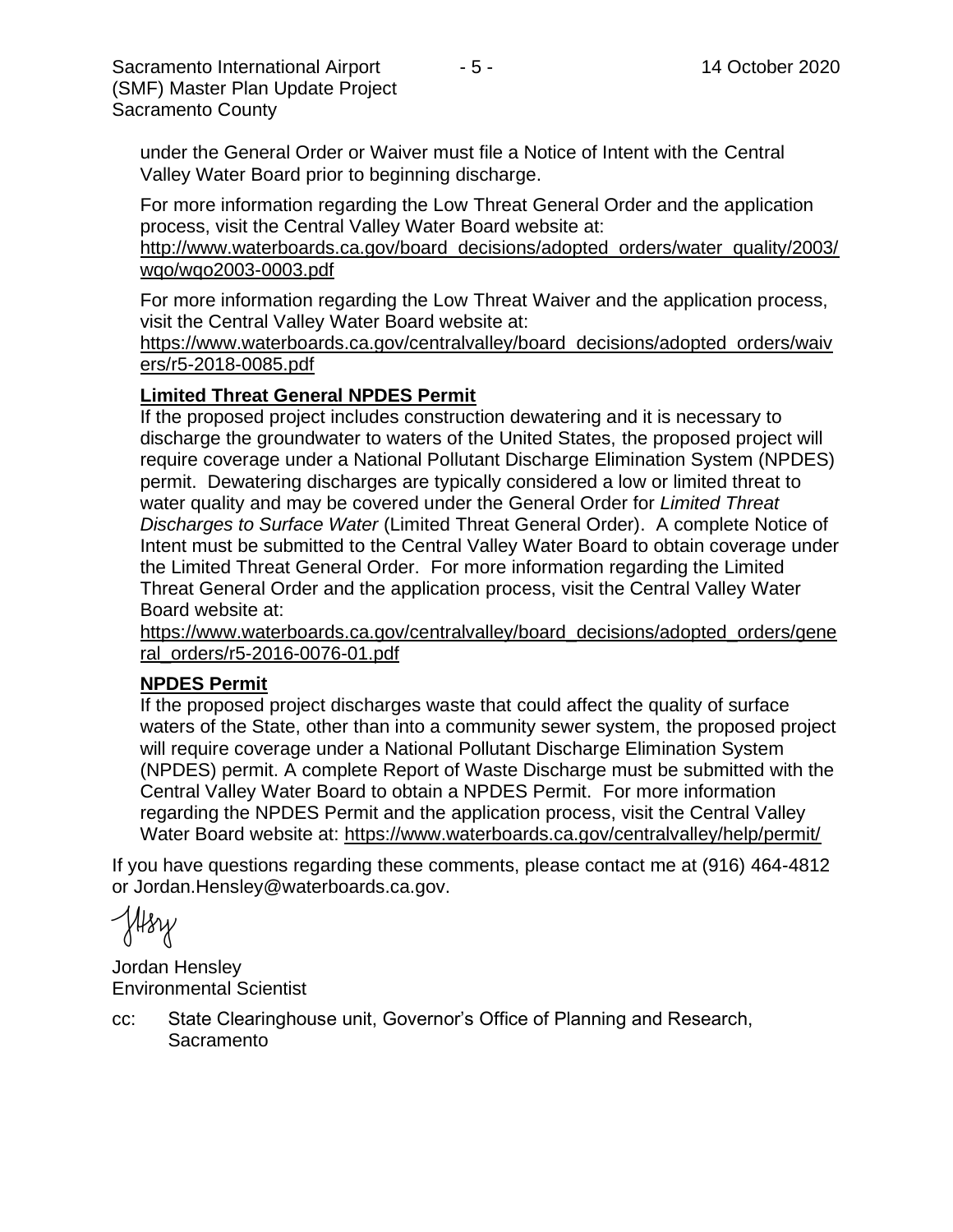under the General Order or Waiver must file a Notice of Intent with the Central Valley Water Board prior to beginning discharge.

For more information regarding the Low Threat General Order and the application process, visit the Central Valley Water Board website at: http://www.waterboards.ca.gov/board_decisions/adopted_orders/water_quality/2003/wqo/wqo2003-0003.pdf

For more information regarding the Low Threat Waiver and the application process, visit the Central Valley Water Board website at: https://www.waterboards.ca.gov/centralvalley/board_decisions/adopted_orders/waivers/r5-2018-0085.pdf

**Limited Threat General NPDES Permit**

If the proposed project includes construction dewatering and it is necessary to discharge the groundwater to waters of the United States, the proposed project will require coverage under a National Pollutant Discharge Elimination System (NPDES) permit. Dewatering discharges are typically considered a low or limited threat to water quality and may be covered under the General Order for *Limited Threat Discharges to Surface Water* (Limited Threat General Order). A complete Notice of Intent must be submitted to the Central Valley Water Board to obtain coverage under the Limited Threat General Order. For more information regarding the Limited Threat General Order and the application process, visit the Central Valley Water Board website at: https://www.waterboards.ca.gov/centralvalley/board_decisions/adopted_orders/general_orders/r5-2016-0076-01.pdf

**NPDES Permit**

If the proposed project discharges waste that could affect the quality of surface waters of the State, other than into a community sewer system, the proposed project will require coverage under a National Pollutant Discharge Elimination System (NPDES) permit. A complete Report of Waste Discharge must be submitted with the Central Valley Water Board to obtain a NPDES Permit. For more information regarding the NPDES Permit and the application process, visit the Central Valley Water Board website at: https://www.waterboards.ca.gov/centralvalley/help/permit/

If you have questions regarding these comments, please contact me at (916) 464-4812 or Jordan.Hensley@waterboards.ca.gov.

Jordan Hensley
Environmental Scientist

cc: State Clearinghouse unit, Governor's Office of Planning and Research, Sacramento